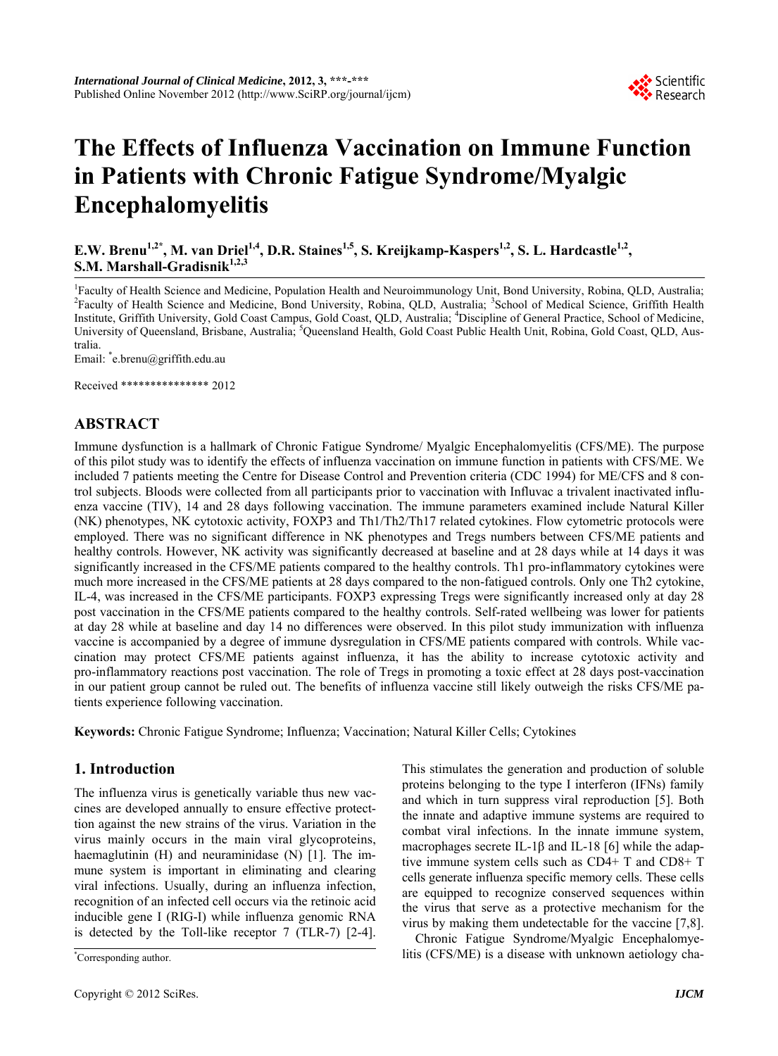# The Effects of Influenza Vaccination on Immune Function in Patients with Chronic Fatigue Syndrome/Myalgic Encephalomyelitis

**E.W. Brenu[1,2*], M. van Driel[1,4], D.R. Staines[1,5], S. Kreijkamp-Kaspers[1,2], S. L. Hardcastle[1,2], S.M. Marshall-Gradisnik[1,2,3]**

[1]Faculty of Health Science and Medicine, Population Health and Neuroimmunology Unit, Bond University, Robina, QLD, Australia; [2]Faculty of Health Science and Medicine, Bond University, Robina, QLD, Australia; [3]School of Medical Science, Griffith Health Institute, Griffith University, Gold Coast Campus, Gold Coast, QLD, Australia; [4]Discipline of General Practice, School of Medicine, University of Queensland, Brisbane, Australia; [5]Queensland Health, Gold Coast Public Health Unit, Robina, Gold Coast, QLD, Australia.

Email: *e.brenu@griffith.edu.au

Received *************** 2012

## ABSTRACT

Immune dysfunction is a hallmark of Chronic Fatigue Syndrome/ Myalgic Encephalomyelitis (CFS/ME). The purpose of this pilot study was to identify the effects of influenza vaccination on immune function in patients with CFS/ME. We included 7 patients meeting the Centre for Disease Control and Prevention criteria (CDC 1994) for ME/CFS and 8 control subjects. Bloods were collected from all participants prior to vaccination with Influvac a trivalent inactivated influenza vaccine (TIV), 14 and 28 days following vaccination. The immune parameters examined include Natural Killer (NK) phenotypes, NK cytotoxic activity, FOXP3 and Th1/Th2/Th17 related cytokines. Flow cytometric protocols were employed. There was no significant difference in NK phenotypes and Tregs numbers between CFS/ME patients and healthy controls. However, NK activity was significantly decreased at baseline and at 28 days while at 14 days it was significantly increased in the CFS/ME patients compared to the healthy controls. Th1 pro-inflammatory cytokines were much more increased in the CFS/ME patients at 28 days compared to the non-fatigued controls. Only one Th2 cytokine, IL-4, was increased in the CFS/ME participants. FOXP3 expressing Tregs were significantly increased only at day 28 post vaccination in the CFS/ME patients compared to the healthy controls. Self-rated wellbeing was lower for patients at day 28 while at baseline and day 14 no differences were observed. In this pilot study immunization with influenza vaccine is accompanied by a degree of immune dysregulation in CFS/ME patients compared with controls. While vaccination may protect CFS/ME patients against influenza, it has the ability to increase cytotoxic activity and pro-inflammatory reactions post vaccination. The role of Tregs in promoting a toxic effect at 28 days post-vaccination in our patient group cannot be ruled out. The benefits of influenza vaccine still likely outweigh the risks CFS/ME patients experience following vaccination.

**Keywords:** Chronic Fatigue Syndrome; Influenza; Vaccination; Natural Killer Cells; Cytokines

## 1. Introduction

The influenza virus is genetically variable thus new vaccines are developed annually to ensure effective protecttion against the new strains of the virus. Variation in the virus mainly occurs in the main viral glycoproteins, haemaglutinin (H) and neuraminidase (N) [1]. The immune system is important in eliminating and clearing viral infections. Usually, during an influenza infection, recognition of an infected cell occurs via the retinoic acid inducible gene I (RIG-I) while influenza genomic RNA is detected by the Toll-like receptor 7 (TLR-7) [2-4]. This stimulates the generation and production of soluble proteins belonging to the type I interferon (IFNs) family and which in turn suppress viral reproduction [5]. Both the innate and adaptive immune systems are required to combat viral infections. In the innate immune system, macrophages secrete IL-1β and IL-18 [6] while the adaptive immune system cells such as CD4+ T and CD8+ T cells generate influenza specific memory cells. These cells are equipped to recognize conserved sequences within the virus that serve as a protective mechanism for the virus by making them undetectable for the vaccine [7,8].

Chronic Fatigue Syndrome/Myalgic Encephalomyelitis (CFS/ME) is a disease with unknown aetiology cha-

*Corresponding author.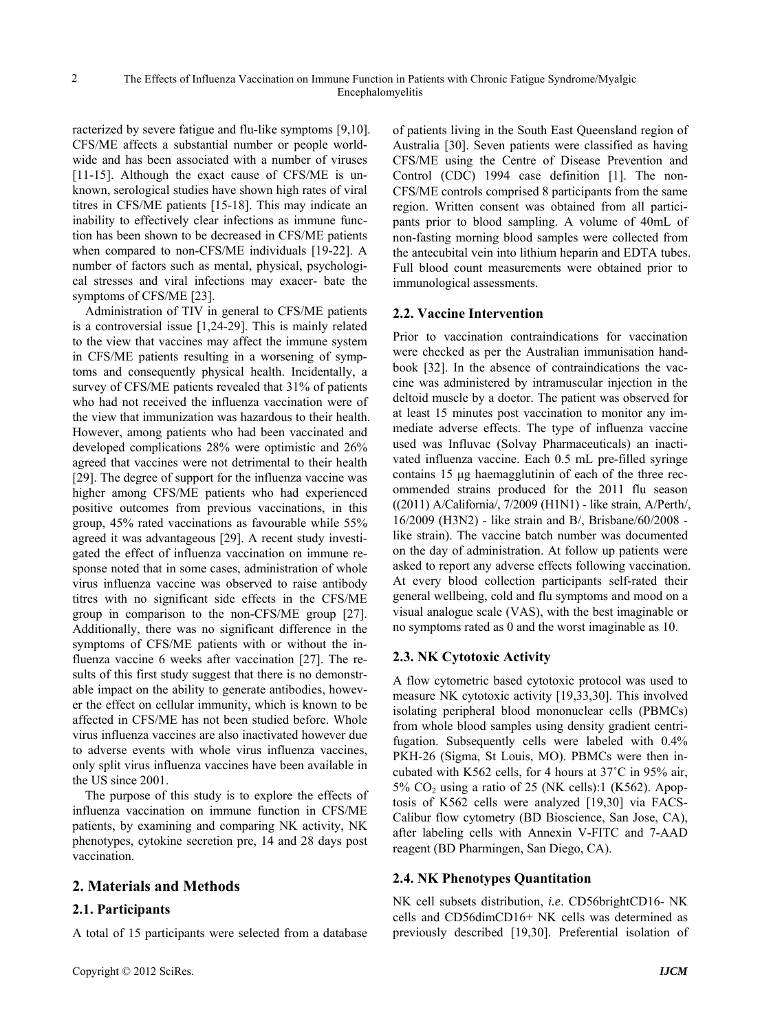racterized by severe fatigue and flu-like symptoms [9,10]. CFS/ME affects a substantial number or people worldwide and has been associated with a number of viruses [11-15]. Although the exact cause of CFS/ME is unknown, serological studies have shown high rates of viral titres in CFS/ME patients [15-18]. This may indicate an inability to effectively clear infections as immune function has been shown to be decreased in CFS/ME patients when compared to non-CFS/ME individuals [19-22]. A number of factors such as mental, physical, psychological stresses and viral infections may exacer- bate the symptoms of CFS/ME [23].

Administration of TIV in general to CFS/ME patients is a controversial issue [1,24-29]. This is mainly related to the view that vaccines may affect the immune system in CFS/ME patients resulting in a worsening of symptoms and consequently physical health. Incidentally, a survey of CFS/ME patients revealed that 31% of patients who had not received the influenza vaccination were of the view that immunization was hazardous to their health. However, among patients who had been vaccinated and developed complications 28% were optimistic and 26% agreed that vaccines were not detrimental to their health [29]. The degree of support for the influenza vaccine was higher among CFS/ME patients who had experienced positive outcomes from previous vaccinations, in this group, 45% rated vaccinations as favourable while 55% agreed it was advantageous [29]. A recent study investigated the effect of influenza vaccination on immune response noted that in some cases, administration of whole virus influenza vaccine was observed to raise antibody titres with no significant side effects in the CFS/ME group in comparison to the non-CFS/ME group [27]. Additionally, there was no significant difference in the symptoms of CFS/ME patients with or without the influenza vaccine 6 weeks after vaccination [27]. The results of this first study suggest that there is no demonstrable impact on the ability to generate antibodies, however the effect on cellular immunity, which is known to be affected in CFS/ME has not been studied before. Whole virus influenza vaccines are also inactivated however due to adverse events with whole virus influenza vaccines, only split virus influenza vaccines have been available in the US since 2001.

The purpose of this study is to explore the effects of influenza vaccination on immune function in CFS/ME patients, by examining and comparing NK activity, NK phenotypes, cytokine secretion pre, 14 and 28 days post vaccination.

## 2. Materials and Methods

### 2.1. Participants

A total of 15 participants were selected from a database of patients living in the South East Queensland region of Australia [30]. Seven patients were classified as having CFS/ME using the Centre of Disease Prevention and Control (CDC) 1994 case definition [1]. The non-CFS/ME controls comprised 8 participants from the same region. Written consent was obtained from all participants prior to blood sampling. A volume of 40mL of non-fasting morning blood samples were collected from the antecubital vein into lithium heparin and EDTA tubes. Full blood count measurements were obtained prior to immunological assessments.

### 2.2. Vaccine Intervention

Prior to vaccination contraindications for vaccination were checked as per the Australian immunisation handbook [32]. In the absence of contraindications the vaccine was administered by intramuscular injection in the deltoid muscle by a doctor. The patient was observed for at least 15 minutes post vaccination to monitor any immediate adverse effects. The type of influenza vaccine used was Influvac (Solvay Pharmaceuticals) an inactivated influenza vaccine. Each 0.5 mL pre-filled syringe contains 15 μg haemagglutinin of each of the three recommended strains produced for the 2011 flu season ((2011) A/California/, 7/2009 (H1N1) - like strain, A/Perth/, 16/2009 (H3N2) - like strain and B/, Brisbane/60/2008 - like strain). The vaccine batch number was documented on the day of administration. At follow up patients were asked to report any adverse effects following vaccination. At every blood collection participants self-rated their general wellbeing, cold and flu symptoms and mood on a visual analogue scale (VAS), with the best imaginable or no symptoms rated as 0 and the worst imaginable as 10.

### 2.3. NK Cytotoxic Activity

A flow cytometric based cytotoxic protocol was used to measure NK cytotoxic activity [19,33,30]. This involved isolating peripheral blood mononuclear cells (PBMCs) from whole blood samples using density gradient centrifugation. Subsequently cells were labeled with 0.4% PKH-26 (Sigma, St Louis, MO). PBMCs were then incubated with K562 cells, for 4 hours at 37˚C in 95% air, 5% $CO_2$ using a ratio of 25 (NK cells):1 (K562). Apoptosis of K562 cells were analyzed [19,30] via FACS-Calibur flow cytometry (BD Bioscience, San Jose, CA), after labeling cells with Annexin V-FITC and 7-AAD reagent (BD Pharmingen, San Diego, CA).

### 2.4. NK Phenotypes Quantitation

NK cell subsets distribution, *i.e*. CD56brightCD16- NK cells and CD56dimCD16+ NK cells was determined as previously described [19,30]. Preferential isolation of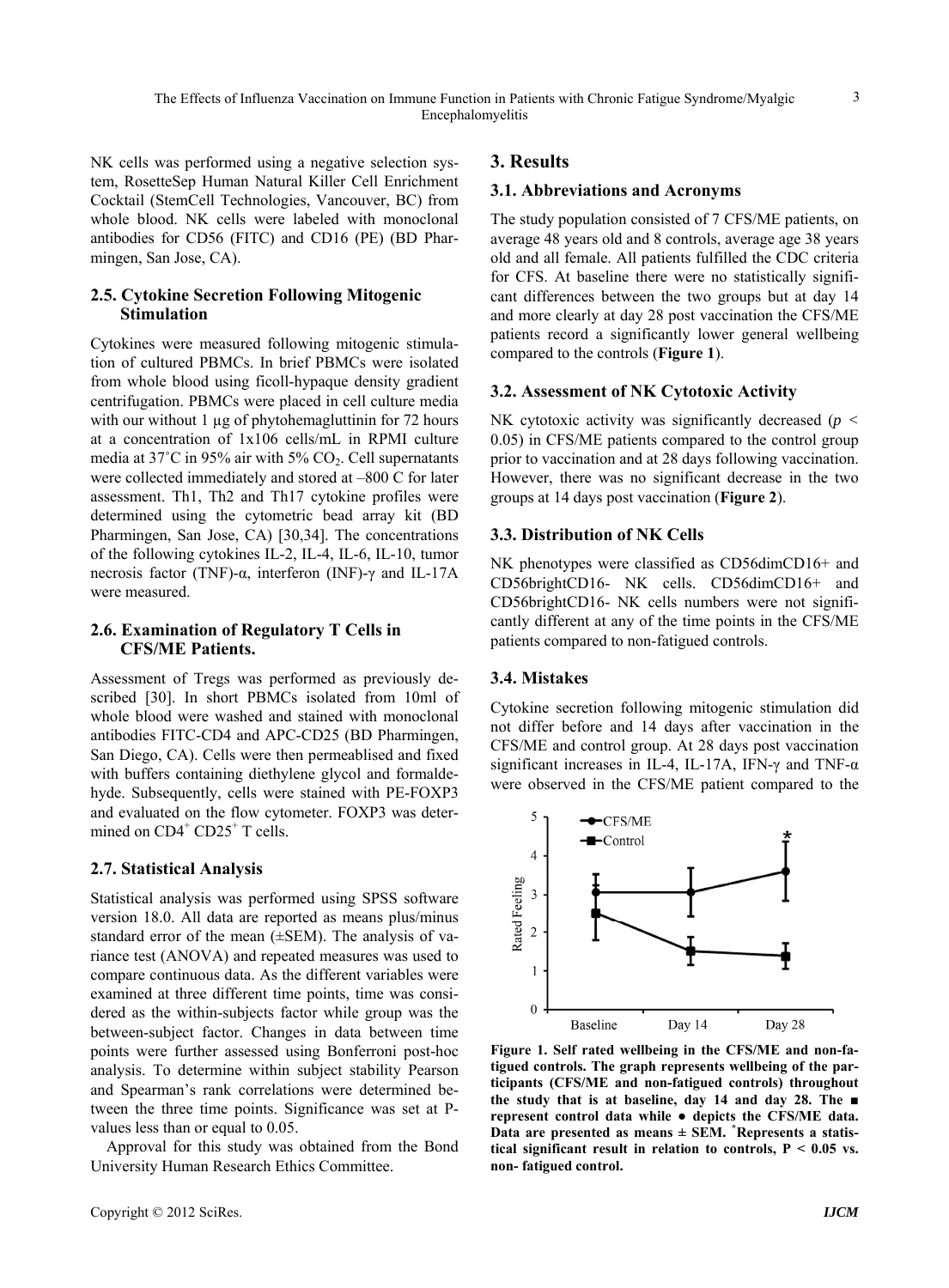NK cells was performed using a negative selection system, RosetteSep Human Natural Killer Cell Enrichment Cocktail (StemCell Technologies, Vancouver, BC) from whole blood. NK cells were labeled with monoclonal antibodies for CD56 (FITC) and CD16 (PE) (BD Pharmingen, San Jose, CA).

### 2.5. Cytokine Secretion Following Mitogenic Stimulation

Cytokines were measured following mitogenic stimulation of cultured PBMCs. In brief PBMCs were isolated from whole blood using ficoll-hypaque density gradient centrifugation. PBMCs were placed in cell culture media with our without 1 µg of phytohemagluttinin for 72 hours at a concentration of 1x106 cells/mL in RPMI culture media at 37˚C in 95% air with 5% $CO_2$. Cell supernatants were collected immediately and stored at –800 C for later assessment. Th1, Th2 and Th17 cytokine profiles were determined using the cytometric bead array kit (BD Pharmingen, San Jose, CA) [30,34]. The concentrations of the following cytokines IL-2, IL-4, IL-6, IL-10, tumor necrosis factor (TNF)-α, interferon (INF)-γ and IL-17A were measured.

### 2.6. Examination of Regulatory T Cells in CFS/ME Patients.

Assessment of Tregs was performed as previously described [30]. In short PBMCs isolated from 10ml of whole blood were washed and stained with monoclonal antibodies FITC-CD4 and APC-CD25 (BD Pharmingen, San Diego, CA). Cells were then permeablised and fixed with buffers containing diethylene glycol and formaldehyde. Subsequently, cells were stained with PE-FOXP3 and evaluated on the flow cytometer. FOXP3 was determined on $CD4^+$ $CD25^+$ T cells.

### 2.7. Statistical Analysis

Statistical analysis was performed using SPSS software version 18.0. All data are reported as means plus/minus standard error of the mean (±SEM). The analysis of variance test (ANOVA) and repeated measures was used to compare continuous data. As the different variables were examined at three different time points, time was considered as the within-subjects factor while group was the between-subject factor. Changes in data between time points were further assessed using Bonferroni post-hoc analysis. To determine within subject stability Pearson and Spearman's rank correlations were determined between the three time points. Significance was set at P-values less than or equal to 0.05.

Approval for this study was obtained from the Bond University Human Research Ethics Committee.

## 3. Results

### 3.1. Abbreviations and Acronyms

The study population consisted of 7 CFS/ME patients, on average 48 years old and 8 controls, average age 38 years old and all female. All patients fulfilled the CDC criteria for CFS. At baseline there were no statistically significant differences between the two groups but at day 14 and more clearly at day 28 post vaccination the CFS/ME patients record a significantly lower general wellbeing compared to the controls (**Figure 1**).

### 3.2. Assessment of NK Cytotoxic Activity

NK cytotoxic activity was significantly decreased ($p < 0.05$) in CFS/ME patients compared to the control group prior to vaccination and at 28 days following vaccination. However, there was no significant decrease in the two groups at 14 days post vaccination (**Figure 2**).

### 3.3. Distribution of NK Cells

NK phenotypes were classified as CD56dimCD16+ and CD56brightCD16- NK cells. CD56dimCD16+ and CD56brightCD16- NK cells numbers were not significantly different at any of the time points in the CFS/ME patients compared to non-fatigued controls.

### 3.4. Mistakes

Cytokine secretion following mitogenic stimulation did not differ before and 14 days after vaccination in the CFS/ME and control group. At 28 days post vaccination significant increases in IL-4, IL-17A, IFN-γ and TNF-α were observed in the CFS/ME patient compared to the

**Figure 1. Self rated wellbeing in the CFS/ME and non-fatigued controls. The graph represents wellbeing of the participants (CFS/ME and non-fatigued controls) throughout the study that is at baseline, day 14 and day 28. The ■ represent control data while ● depicts the CFS/ME data. Data are presented as means ± SEM. \*Represents a statistical significant result in relation to controls, P < 0.05 vs. non- fatigued control.**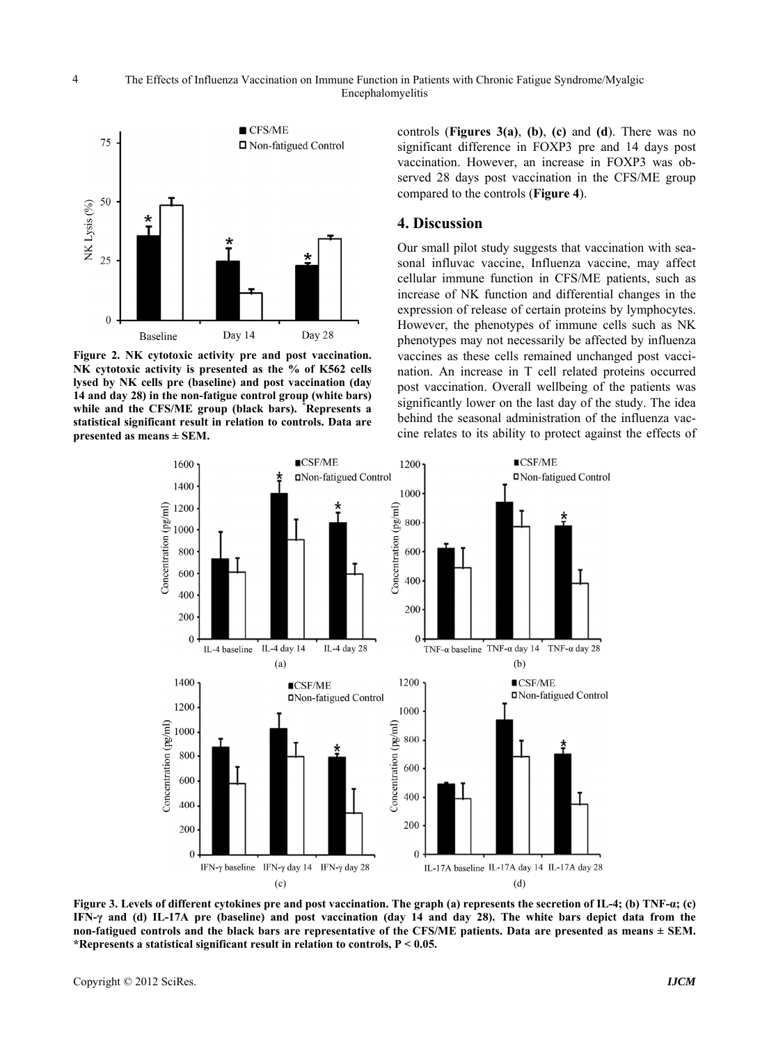Figure 2. NK cytotoxic activity pre and post vaccination. NK cytotoxic activity is presented as the % of K562 cells lysed by NK cells pre (baseline) and post vaccination (day 14 and day 28) in the non-fatigue control group (white bars) while and the CFS/ME group (black bars). *Represents a statistical significant result in relation to controls. Data are presented as means ± SEM.

controls (**Figures 3(a)**, **(b)**, **(c)** and **(d)**). There was no significant difference in FOXP3 pre and 14 days post vaccination. However, an increase in FOXP3 was observed 28 days post vaccination in the CFS/ME group compared to the controls (**Figure 4**).

## 4. Discussion

Our small pilot study suggests that vaccination with seasonal influvac vaccine, Influenza vaccine, may affect cellular immune function in CFS/ME patients, such as increase of NK function and differential changes in the expression of release of certain proteins by lymphocytes. However, the phenotypes of immune cells such as NK phenotypes may not necessarily be affected by influenza vaccines as these cells remained unchanged post vaccination. An increase in T cell related proteins occurred post vaccination. Overall wellbeing of the patients was significantly lower on the last day of the study. The idea behind the seasonal administration of the influenza vaccine relates to its ability to protect against the effects of

Figure 3. Levels of different cytokines pre and post vaccination. The graph (a) represents the secretion of IL-4; (b) TNF-α; (c) IFN-γ and (d) IL-17A pre (baseline) and post vaccination (day 14 and day 28). The white bars depict data from the non-fatigued controls and the black bars are representative of the CFS/ME patients. Data are presented as means ± SEM. *Represents a statistical significant result in relation to controls, $P < 0.05$.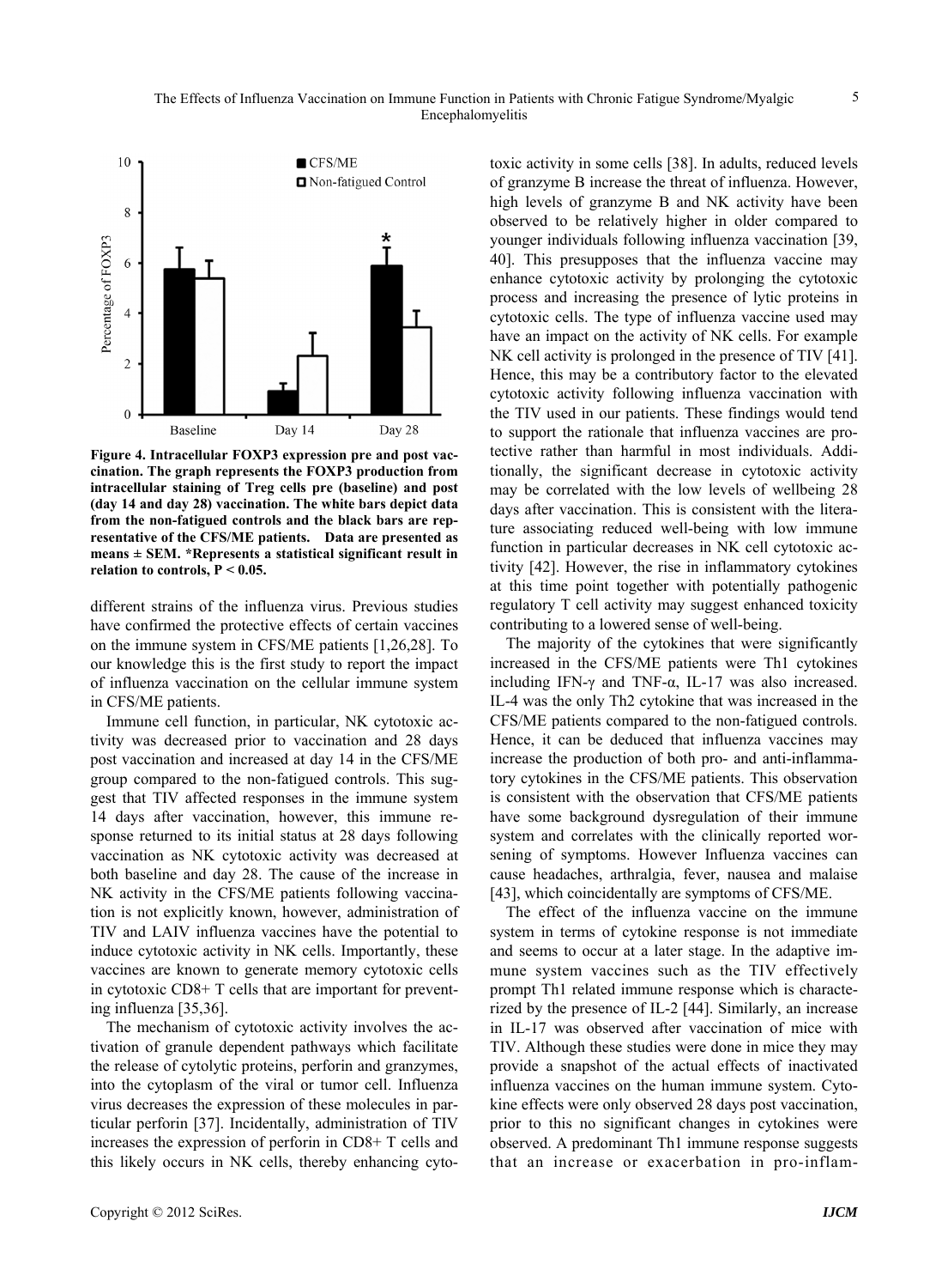**Figure 4. Intracellular FOXP3 expression pre and post vaccination. The graph represents the FOXP3 production from intracellular staining of Treg cells pre (baseline) and post (day 14 and day 28) vaccination. The white bars depict data from the non-fatigued controls and the black bars are representative of the CFS/ME patients. Data are presented as means ± SEM. *Represents a statistical significant result in relation to controls, P < 0.05.**

different strains of the influenza virus. Previous studies have confirmed the protective effects of certain vaccines on the immune system in CFS/ME patients [1,26,28]. To our knowledge this is the first study to report the impact of influenza vaccination on the cellular immune system in CFS/ME patients.

Immune cell function, in particular, NK cytotoxic activity was decreased prior to vaccination and 28 days post vaccination and increased at day 14 in the CFS/ME group compared to the non-fatigued controls. This suggest that TIV affected responses in the immune system 14 days after vaccination, however, this immune response returned to its initial status at 28 days following vaccination as NK cytotoxic activity was decreased at both baseline and day 28. The cause of the increase in NK activity in the CFS/ME patients following vaccination is not explicitly known, however, administration of TIV and LAIV influenza vaccines have the potential to induce cytotoxic activity in NK cells. Importantly, these vaccines are known to generate memory cytotoxic cells in cytotoxic CD8+ T cells that are important for preventing influenza [35,36].

The mechanism of cytotoxic activity involves the activation of granule dependent pathways which facilitate the release of cytolytic proteins, perforin and granzymes, into the cytoplasm of the viral or tumor cell. Influenza virus decreases the expression of these molecules in particular perforin [37]. Incidentally, administration of TIV increases the expression of perforin in CD8+ T cells and this likely occurs in NK cells, thereby enhancing cytotoxic activity in some cells [38]. In adults, reduced levels of granzyme B increase the threat of influenza. However, high levels of granzyme B and NK activity have been observed to be relatively higher in older compared to younger individuals following influenza vaccination [39, 40]. This presupposes that the influenza vaccine may enhance cytotoxic activity by prolonging the cytotoxic process and increasing the presence of lytic proteins in cytotoxic cells. The type of influenza vaccine used may have an impact on the activity of NK cells. For example NK cell activity is prolonged in the presence of TIV [41]. Hence, this may be a contributory factor to the elevated cytotoxic activity following influenza vaccination with the TIV used in our patients. These findings would tend to support the rationale that influenza vaccines are protective rather than harmful in most individuals. Additionally, the significant decrease in cytotoxic activity may be correlated with the low levels of wellbeing 28 days after vaccination. This is consistent with the literature associating reduced well-being with low immune function in particular decreases in NK cell cytotoxic activity [42]. However, the rise in inflammatory cytokines at this time point together with potentially pathogenic regulatory T cell activity may suggest enhanced toxicity contributing to a lowered sense of well-being.

The majority of the cytokines that were significantly increased in the CFS/ME patients were Th1 cytokines including IFN-γ and TNF-α, IL-17 was also increased. IL-4 was the only Th2 cytokine that was increased in the CFS/ME patients compared to the non-fatigued controls. Hence, it can be deduced that influenza vaccines may increase the production of both pro- and anti-inflammatory cytokines in the CFS/ME patients. This observation is consistent with the observation that CFS/ME patients have some background dysregulation of their immune system and correlates with the clinically reported worsening of symptoms. However Influenza vaccines can cause headaches, arthralgia, fever, nausea and malaise [43], which coincidentally are symptoms of CFS/ME.

The effect of the influenza vaccine on the immune system in terms of cytokine response is not immediate and seems to occur at a later stage. In the adaptive immune system vaccines such as the TIV effectively prompt Th1 related immune response which is characterized by the presence of IL-2 [44]. Similarly, an increase in IL-17 was observed after vaccination of mice with TIV. Although these studies were done in mice they may provide a snapshot of the actual effects of inactivated influenza vaccines on the human immune system. Cytokine effects were only observed 28 days post vaccination, prior to this no significant changes in cytokines were observed. A predominant Th1 immune response suggests that an increase or exacerbation in pro-inflam-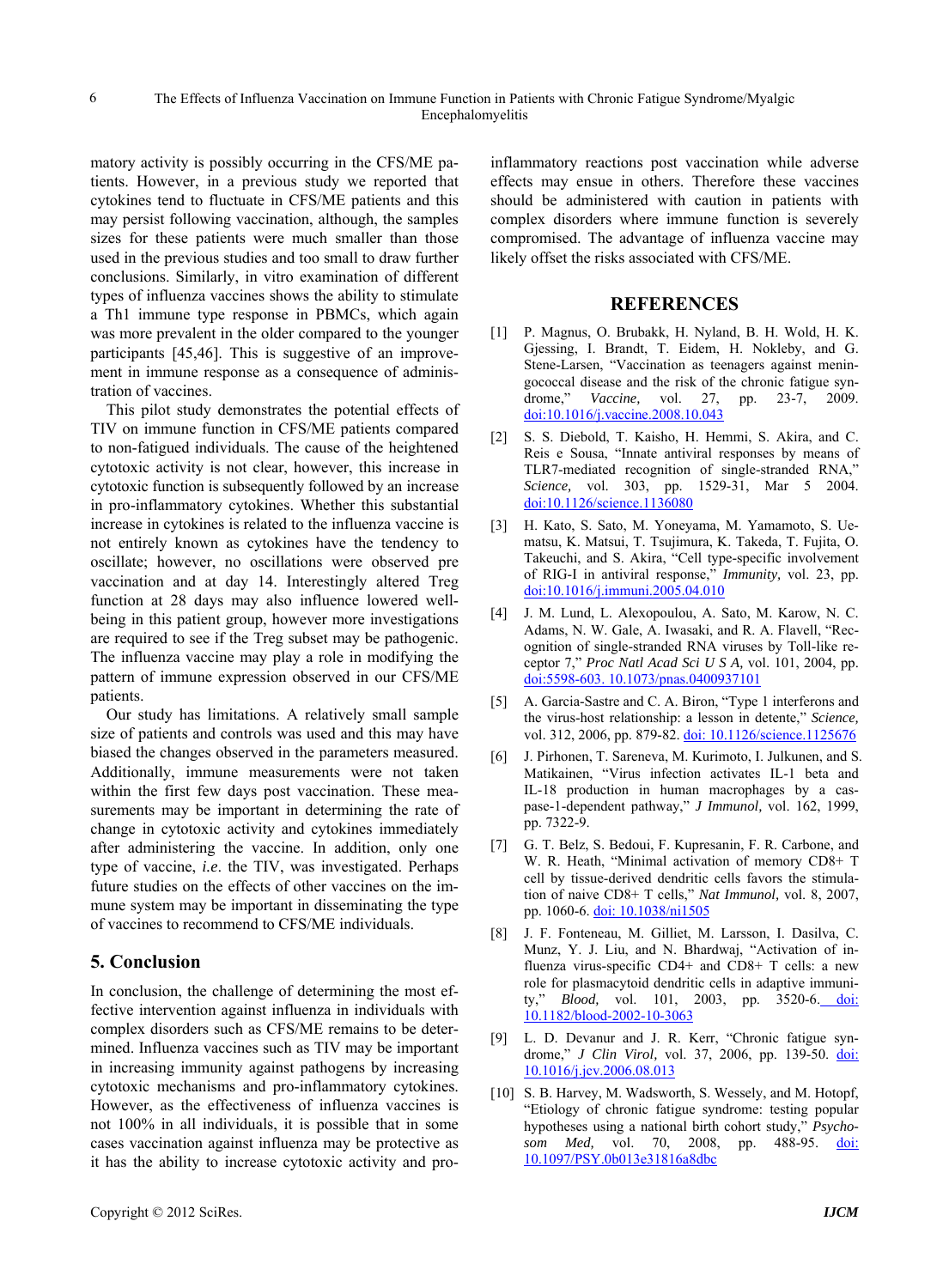matory activity is possibly occurring in the CFS/ME patients. However, in a previous study we reported that cytokines tend to fluctuate in CFS/ME patients and this may persist following vaccination, although, the samples sizes for these patients were much smaller than those used in the previous studies and too small to draw further conclusions. Similarly, in vitro examination of different types of influenza vaccines shows the ability to stimulate a Th1 immune type response in PBMCs, which again was more prevalent in the older compared to the younger participants [45,46]. This is suggestive of an improvement in immune response as a consequence of administration of vaccines.

This pilot study demonstrates the potential effects of TIV on immune function in CFS/ME patients compared to non-fatigued individuals. The cause of the heightened cytotoxic activity is not clear, however, this increase in cytotoxic function is subsequently followed by an increase in pro-inflammatory cytokines. Whether this substantial increase in cytokines is related to the influenza vaccine is not entirely known as cytokines have the tendency to oscillate; however, no oscillations were observed pre vaccination and at day 14. Interestingly altered Treg function at 28 days may also influence lowered well-being in this patient group, however more investigations are required to see if the Treg subset may be pathogenic. The influenza vaccine may play a role in modifying the pattern of immune expression observed in our CFS/ME patients.

Our study has limitations. A relatively small sample size of patients and controls was used and this may have biased the changes observed in the parameters measured. Additionally, immune measurements were not taken within the first few days post vaccination. These measurements may be important in determining the rate of change in cytotoxic activity and cytokines immediately after administering the vaccine. In addition, only one type of vaccine, *i.e*. the TIV, was investigated. Perhaps future studies on the effects of other vaccines on the immune system may be important in disseminating the type of vaccines to recommend to CFS/ME individuals.

## 5. Conclusion

In conclusion, the challenge of determining the most effective intervention against influenza in individuals with complex disorders such as CFS/ME remains to be determined. Influenza vaccines such as TIV may be important in increasing immunity against pathogens by increasing cytotoxic mechanisms and pro-inflammatory cytokines. However, as the effectiveness of influenza vaccines is not 100% in all individuals, it is possible that in some cases vaccination against influenza may be protective as it has the ability to increase cytotoxic activity and pro-inflammatory reactions post vaccination while adverse effects may ensue in others. Therefore these vaccines should be administered with caution in patients with complex disorders where immune function is severely compromised. The advantage of influenza vaccine may likely offset the risks associated with CFS/ME.

## REFERENCES

[1] P. Magnus, O. Brubakk, H. Nyland, B. H. Wold, H. K. Gjessing, I. Brandt, T. Eidem, H. Nokleby, and G. Stene-Larsen, "Vaccination as teenagers against meningococcal disease and the risk of the chronic fatigue syndrome," *Vaccine,* vol. 27, pp. 23-7, 2009. doi:10.1016/j.vaccine.2008.10.043

[2] S. S. Diebold, T. Kaisho, H. Hemmi, S. Akira, and C. Reis e Sousa, "Innate antiviral responses by means of TLR7-mediated recognition of single-stranded RNA," *Science,* vol. 303, pp. 1529-31, Mar 5 2004. doi:10.1126/science.1136080

[3] H. Kato, S. Sato, M. Yoneyama, M. Yamamoto, S. Uematsu, K. Matsui, T. Tsujimura, K. Takeda, T. Fujita, O. Takeuchi, and S. Akira, "Cell type-specific involvement of RIG-I in antiviral response," *Immunity,* vol. 23, pp. doi:10.1016/j.immuni.2005.04.010

[4] J. M. Lund, L. Alexopoulou, A. Sato, M. Karow, N. C. Adams, N. W. Gale, A. Iwasaki, and R. A. Flavell, "Recognition of single-stranded RNA viruses by Toll-like receptor 7," *Proc Natl Acad Sci U S A,* vol. 101, 2004, pp. doi:5598-603. 10.1073/pnas.0400937101

[5] A. Garcia-Sastre and C. A. Biron, "Type 1 interferons and the virus-host relationship: a lesson in detente," *Science,* vol. 312, 2006, pp. 879-82. doi: 10.1126/science.1125676

[6] J. Pirhonen, T. Sareneva, M. Kurimoto, I. Julkunen, and S. Matikainen, "Virus infection activates IL-1 beta and IL-18 production in human macrophages by a caspase-1-dependent pathway," *J Immunol,* vol. 162, 1999, pp. 7322-9.

[7] G. T. Belz, S. Bedoui, F. Kupresanin, F. R. Carbone, and W. R. Heath, "Minimal activation of memory CD8+ T cell by tissue-derived dendritic cells favors the stimulation of naive CD8+ T cells," *Nat Immunol,* vol. 8, 2007, pp. 1060-6. doi: 10.1038/ni1505

[8] J. F. Fonteneau, M. Gilliet, M. Larsson, I. Dasilva, C. Munz, Y. J. Liu, and N. Bhardwaj, "Activation of influenza virus-specific CD4+ and CD8+ T cells: a new role for plasmacytoid dendritic cells in adaptive immunity," *Blood,* vol. 101, 2003, pp. 3520-6. doi: 10.1182/blood-2002-10-3063

[9] L. D. Devanur and J. R. Kerr, "Chronic fatigue syndrome," *J Clin Virol,* vol. 37, 2006, pp. 139-50. doi: 10.1016/j.jcv.2006.08.013

[10] S. B. Harvey, M. Wadsworth, S. Wessely, and M. Hotopf, "Etiology of chronic fatigue syndrome: testing popular hypotheses using a national birth cohort study," *Psychosom Med,* vol. 70, 2008, pp. 488-95. doi: 10.1097/PSY.0b013e31816a8dbc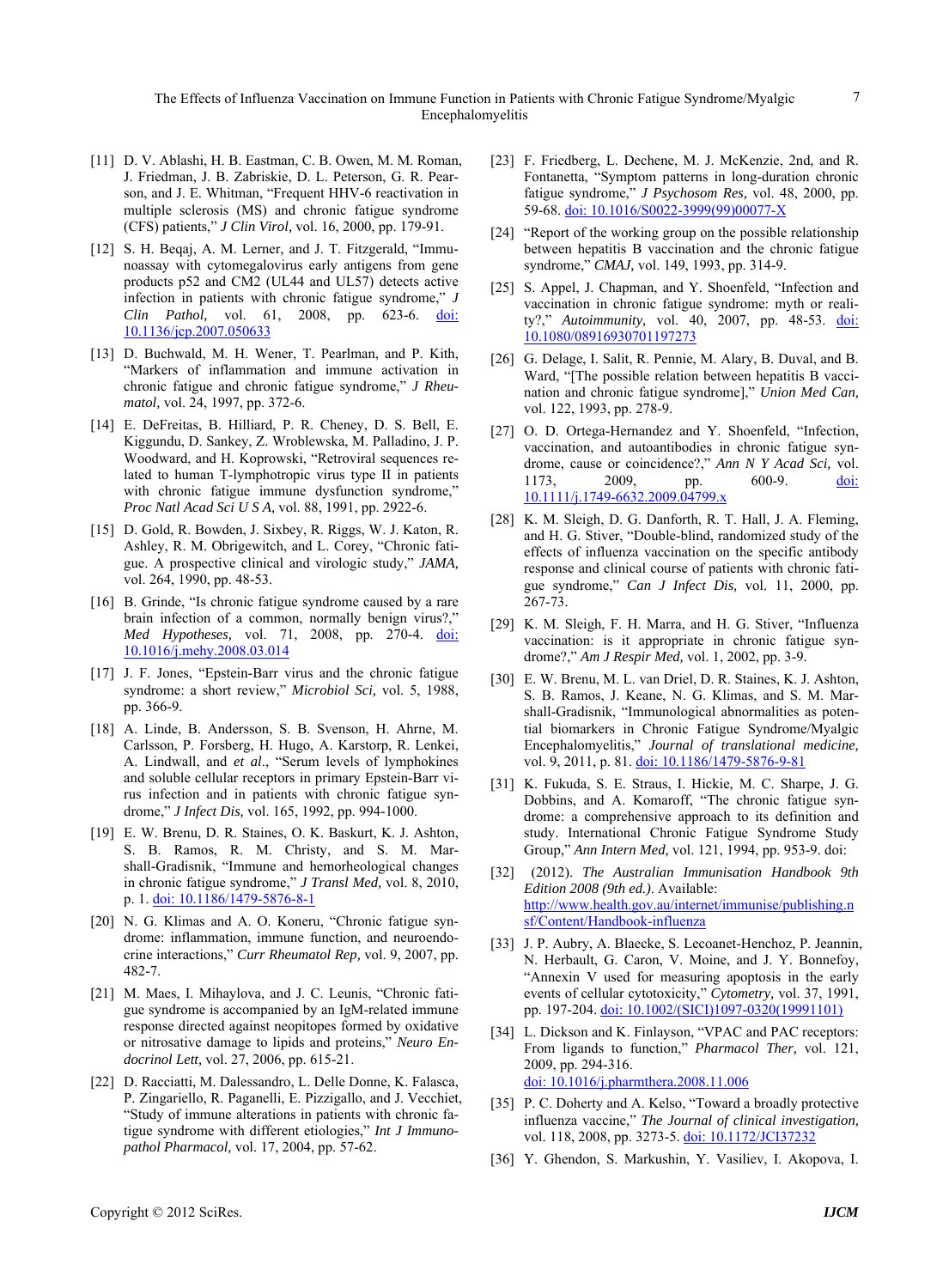[11] D. V. Ablashi, H. B. Eastman, C. B. Owen, M. M. Roman, J. Friedman, J. B. Zabriskie, D. L. Peterson, G. R. Pearson, and J. E. Whitman, "Frequent HHV-6 reactivation in multiple sclerosis (MS) and chronic fatigue syndrome (CFS) patients," *J Clin Virol,* vol. 16, 2000, pp. 179-91.

[12] S. H. Beqaj, A. M. Lerner, and J. T. Fitzgerald, "Immunoassay with cytomegalovirus early antigens from gene products p52 and CM2 (UL44 and UL57) detects active infection in patients with chronic fatigue syndrome," *J Clin Pathol,* vol. 61, 2008, pp. 623-6. doi: 10.1136/jcp.2007.050633

[13] D. Buchwald, M. H. Wener, T. Pearlman, and P. Kith, "Markers of inflammation and immune activation in chronic fatigue and chronic fatigue syndrome," *J Rheumatol,* vol. 24, 1997, pp. 372-6.

[14] E. DeFreitas, B. Hilliard, P. R. Cheney, D. S. Bell, E. Kiggundu, D. Sankey, Z. Wroblewska, M. Palladino, J. P. Woodward, and H. Koprowski, "Retroviral sequences related to human T-lymphotropic virus type II in patients with chronic fatigue immune dysfunction syndrome," *Proc Natl Acad Sci U S A,* vol. 88, 1991, pp. 2922-6.

[15] D. Gold, R. Bowden, J. Sixbey, R. Riggs, W. J. Katon, R. Ashley, R. M. Obrigewitch, and L. Corey, "Chronic fatigue. A prospective clinical and virologic study," *JAMA,* vol. 264, 1990, pp. 48-53.

[16] B. Grinde, "Is chronic fatigue syndrome caused by a rare brain infection of a common, normally benign virus?," *Med Hypotheses,* vol. 71, 2008, pp. 270-4. doi: 10.1016/j.mehy.2008.03.014

[17] J. F. Jones, "Epstein-Barr virus and the chronic fatigue syndrome: a short review," *Microbiol Sci,* vol. 5, 1988, pp. 366-9.

[18] A. Linde, B. Andersson, S. B. Svenson, H. Ahrne, M. Carlsson, P. Forsberg, H. Hugo, A. Karstorp, R. Lenkei, A. Lindwall, and *et al*., "Serum levels of lymphokines and soluble cellular receptors in primary Epstein-Barr virus infection and in patients with chronic fatigue syndrome," *J Infect Dis,* vol. 165, 1992, pp. 994-1000.

[19] E. W. Brenu, D. R. Staines, O. K. Baskurt, K. J. Ashton, S. B. Ramos, R. M. Christy, and S. M. Marshall-Gradisnik, "Immune and hemorheological changes in chronic fatigue syndrome," *J Transl Med,* vol. 8, 2010, p. 1. doi: 10.1186/1479-5876-8-1

[20] N. G. Klimas and A. O. Koneru, "Chronic fatigue syndrome: inflammation, immune function, and neuroendocrine interactions," *Curr Rheumatol Rep,* vol. 9, 2007, pp. 482-7.

[21] M. Maes, I. Mihaylova, and J. C. Leunis, "Chronic fatigue syndrome is accompanied by an IgM-related immune response directed against neopitopes formed by oxidative or nitrosative damage to lipids and proteins," *Neuro Endocrinol Lett,* vol. 27, 2006, pp. 615-21.

[22] D. Racciatti, M. Dalessandro, L. Delle Donne, K. Falasca, P. Zingariello, R. Paganelli, E. Pizzigallo, and J. Vecchiet, "Study of immune alterations in patients with chronic fatigue syndrome with different etiologies," *Int J Immunopathol Pharmacol,* vol. 17, 2004, pp. 57-62.

[23] F. Friedberg, L. Dechene, M. J. McKenzie, 2nd, and R. Fontanetta, "Symptom patterns in long-duration chronic fatigue syndrome," *J Psychosom Res,* vol. 48, 2000, pp. 59-68. doi: 10.1016/S0022-3999(99)00077-X

[24] "Report of the working group on the possible relationship between hepatitis B vaccination and the chronic fatigue syndrome," *CMAJ,* vol. 149, 1993, pp. 314-9.

[25] S. Appel, J. Chapman, and Y. Shoenfeld, "Infection and vaccination in chronic fatigue syndrome: myth or reality?," *Autoimmunity,* vol. 40, 2007, pp. 48-53. doi: 10.1080/08916930701197273

[26] G. Delage, I. Salit, R. Pennie, M. Alary, B. Duval, and B. Ward, "[The possible relation between hepatitis B vaccination and chronic fatigue syndrome]," *Union Med Can,* vol. 122, 1993, pp. 278-9.

[27] O. D. Ortega-Hernandez and Y. Shoenfeld, "Infection, vaccination, and autoantibodies in chronic fatigue syndrome, cause or coincidence?," *Ann N Y Acad Sci,* vol. 1173, 2009, pp. 600-9. doi: 10.1111/j.1749-6632.2009.04799.x

[28] K. M. Sleigh, D. G. Danforth, R. T. Hall, J. A. Fleming, and H. G. Stiver, "Double-blind, randomized study of the effects of influenza vaccination on the specific antibody response and clinical course of patients with chronic fatigue syndrome," *Can J Infect Dis,* vol. 11, 2000, pp. 267-73.

[29] K. M. Sleigh, F. H. Marra, and H. G. Stiver, "Influenza vaccination: is it appropriate in chronic fatigue syndrome?," *Am J Respir Med,* vol. 1, 2002, pp. 3-9.

[30] E. W. Brenu, M. L. van Driel, D. R. Staines, K. J. Ashton, S. B. Ramos, J. Keane, N. G. Klimas, and S. M. Marshall-Gradisnik, "Immunological abnormalities as potential biomarkers in Chronic Fatigue Syndrome/Myalgic Encephalomyelitis," *Journal of translational medicine,* vol. 9, 2011, p. 81. doi: 10.1186/1479-5876-9-81

[31] K. Fukuda, S. E. Straus, I. Hickie, M. C. Sharpe, J. G. Dobbins, and A. Komaroff, "The chronic fatigue syndrome: a comprehensive approach to its definition and study. International Chronic Fatigue Syndrome Study Group," *Ann Intern Med,* vol. 121, 1994, pp. 953-9. doi:

[32] (2012). *The Australian Immunisation Handbook 9th Edition 2008 (9th ed.)*. Available: http://www.health.gov.au/internet/immunise/publishing.nsf/Content/Handbook-influenza

[33] J. P. Aubry, A. Blaecke, S. Lecoanet-Henchoz, P. Jeannin, N. Herbault, G. Caron, V. Moine, and J. Y. Bonnefoy, "Annexin V used for measuring apoptosis in the early events of cellular cytotoxicity," *Cytometry,* vol. 37, 1991, pp. 197-204. doi: 10.1002/(SICI)1097-0320(19991101)

[34] L. Dickson and K. Finlayson, "VPAC and PAC receptors: From ligands to function," *Pharmacol Ther,* vol. 121, 2009, pp. 294-316. doi: 10.1016/j.pharmthera.2008.11.006

[35] P. C. Doherty and A. Kelso, "Toward a broadly protective influenza vaccine," *The Journal of clinical investigation,* vol. 118, 2008, pp. 3273-5. doi: 10.1172/JCI37232

[36] Y. Ghendon, S. Markushin, Y. Vasiliev, I. Akopova, I.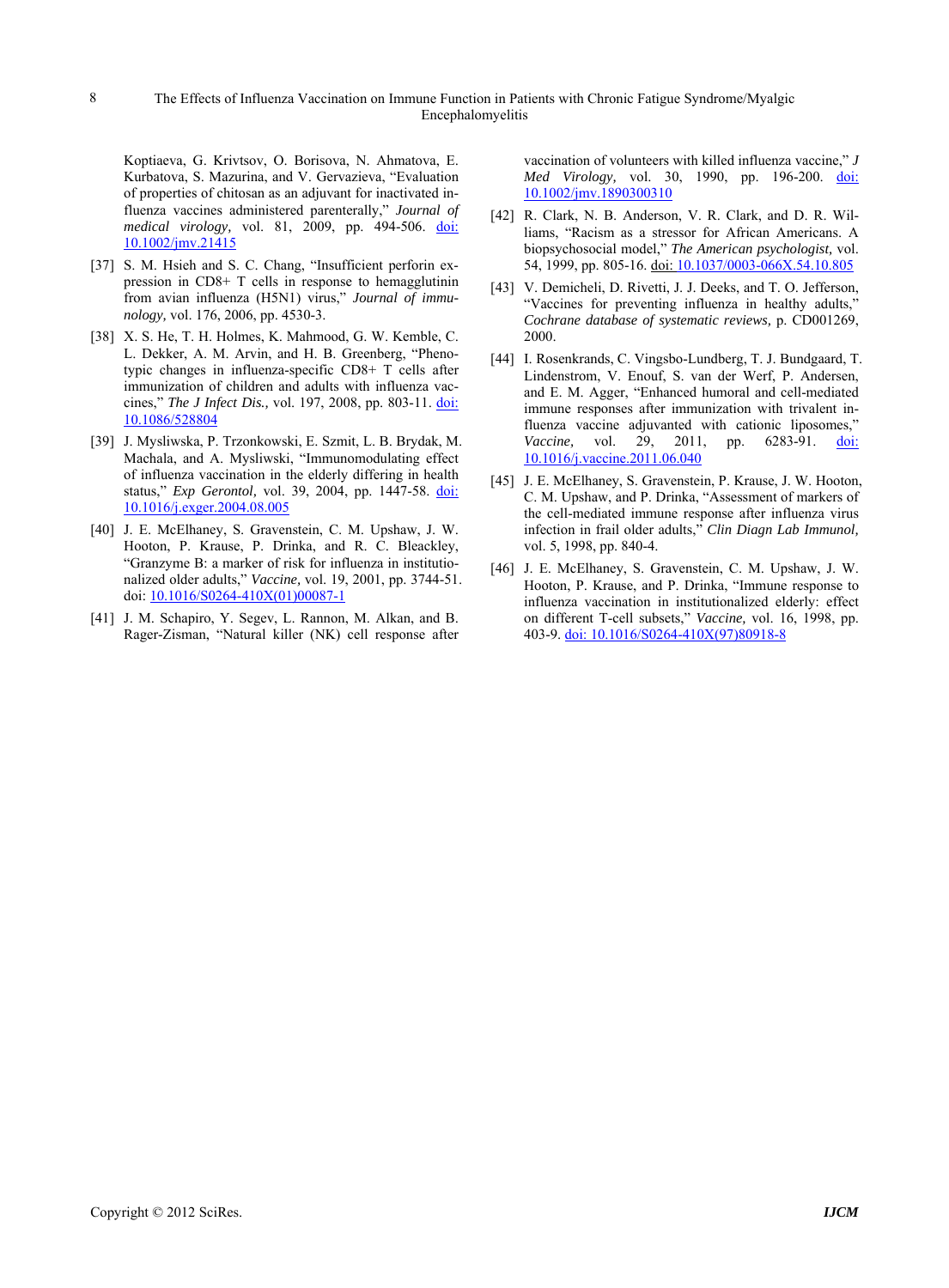Koptiaeva, G. Krivtsov, O. Borisova, N. Ahmatova, E. Kurbatova, S. Mazurina, and V. Gervazieva, "Evaluation of properties of chitosan as an adjuvant for inactivated influenza vaccines administered parenterally," *Journal of medical virology,* vol. 81, 2009, pp. 494-506. doi: 10.1002/jmv.21415

[37] S. M. Hsieh and S. C. Chang, "Insufficient perforin expression in CD8+ T cells in response to hemagglutinin from avian influenza (H5N1) virus," *Journal of immunology,* vol. 176, 2006, pp. 4530-3.

[38] X. S. He, T. H. Holmes, K. Mahmood, G. W. Kemble, C. L. Dekker, A. M. Arvin, and H. B. Greenberg, "Phenotypic changes in influenza-specific CD8+ T cells after immunization of children and adults with influenza vaccines," *The J Infect Dis.,* vol. 197, 2008, pp. 803-11. doi: 10.1086/528804

[39] J. Mysliwska, P. Trzonkowski, E. Szmit, L. B. Brydak, M. Machala, and A. Mysliwski, "Immunomodulating effect of influenza vaccination in the elderly differing in health status," *Exp Gerontol,* vol. 39, 2004, pp. 1447-58. doi: 10.1016/j.exger.2004.08.005

[40] J. E. McElhaney, S. Gravenstein, C. M. Upshaw, J. W. Hooton, P. Krause, P. Drinka, and R. C. Bleackley, "Granzyme B: a marker of risk for influenza in institutionalized older adults," *Vaccine,* vol. 19, 2001, pp. 3744-51. doi: 10.1016/S0264-410X(01)00087-1

[41] J. M. Schapiro, Y. Segev, L. Rannon, M. Alkan, and B. Rager-Zisman, "Natural killer (NK) cell response after vaccination of volunteers with killed influenza vaccine," *J Med Virology,* vol. 30, 1990, pp. 196-200. doi: 10.1002/jmv.1890300310

[42] R. Clark, N. B. Anderson, V. R. Clark, and D. R. Williams, "Racism as a stressor for African Americans. A biopsychosocial model," *The American psychologist,* vol. 54, 1999, pp. 805-16. doi: 10.1037/0003-066X.54.10.805

[43] V. Demicheli, D. Rivetti, J. J. Deeks, and T. O. Jefferson, "Vaccines for preventing influenza in healthy adults," *Cochrane database of systematic reviews,* p. CD001269, 2000.

[44] I. Rosenkrands, C. Vingsbo-Lundberg, T. J. Bundgaard, T. Lindenstrom, V. Enouf, S. van der Werf, P. Andersen, and E. M. Agger, "Enhanced humoral and cell-mediated immune responses after immunization with trivalent influenza vaccine adjuvanted with cationic liposomes," *Vaccine,* vol. 29, 2011, pp. 6283-91. doi: 10.1016/j.vaccine.2011.06.040

[45] J. E. McElhaney, S. Gravenstein, P. Krause, J. W. Hooton, C. M. Upshaw, and P. Drinka, "Assessment of markers of the cell-mediated immune response after influenza virus infection in frail older adults," *Clin Diagn Lab Immunol,* vol. 5, 1998, pp. 840-4.

[46] J. E. McElhaney, S. Gravenstein, C. M. Upshaw, J. W. Hooton, P. Krause, and P. Drinka, "Immune response to influenza vaccination in institutionalized elderly: effect on different T-cell subsets," *Vaccine,* vol. 16, 1998, pp. 403-9. doi: 10.1016/S0264-410X(97)80918-8